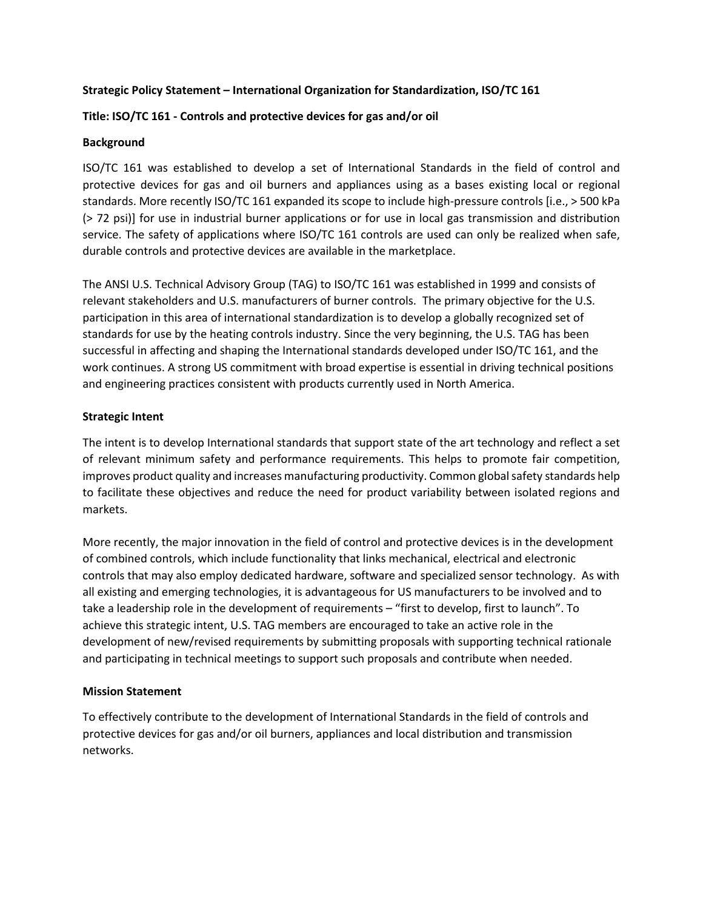**Strategic Policy Statement – International Organization for Standardization, ISO/TC 161**

**Title: ISO/TC 161 - Controls and protective devices for gas and/or oil**

## Background

ISO/TC 161 was established to develop a set of International Standards in the field of control and protective devices for gas and oil burners and appliances using as a bases existing local or regional standards. More recently ISO/TC 161 expanded its scope to include high-pressure controls [i.e., > 500 kPa (> 72 psi)] for use in industrial burner applications or for use in local gas transmission and distribution service. The safety of applications where ISO/TC 161 controls are used can only be realized when safe, durable controls and protective devices are available in the marketplace.

The ANSI U.S. Technical Advisory Group (TAG) to ISO/TC 161 was established in 1999 and consists of relevant stakeholders and U.S. manufacturers of burner controls. The primary objective for the U.S. participation in this area of international standardization is to develop a globally recognized set of standards for use by the heating controls industry. Since the very beginning, the U.S. TAG has been successful in affecting and shaping the International standards developed under ISO/TC 161, and the work continues. A strong US commitment with broad expertise is essential in driving technical positions and engineering practices consistent with products currently used in North America.

## Strategic Intent

The intent is to develop International standards that support state of the art technology and reflect a set of relevant minimum safety and performance requirements. This helps to promote fair competition, improves product quality and increases manufacturing productivity. Common global safety standards help to facilitate these objectives and reduce the need for product variability between isolated regions and markets.

More recently, the major innovation in the field of control and protective devices is in the development of combined controls, which include functionality that links mechanical, electrical and electronic controls that may also employ dedicated hardware, software and specialized sensor technology. As with all existing and emerging technologies, it is advantageous for US manufacturers to be involved and to take a leadership role in the development of requirements – "first to develop, first to launch". To achieve this strategic intent, U.S. TAG members are encouraged to take an active role in the development of new/revised requirements by submitting proposals with supporting technical rationale and participating in technical meetings to support such proposals and contribute when needed.

## Mission Statement

To effectively contribute to the development of International Standards in the field of controls and protective devices for gas and/or oil burners, appliances and local distribution and transmission networks.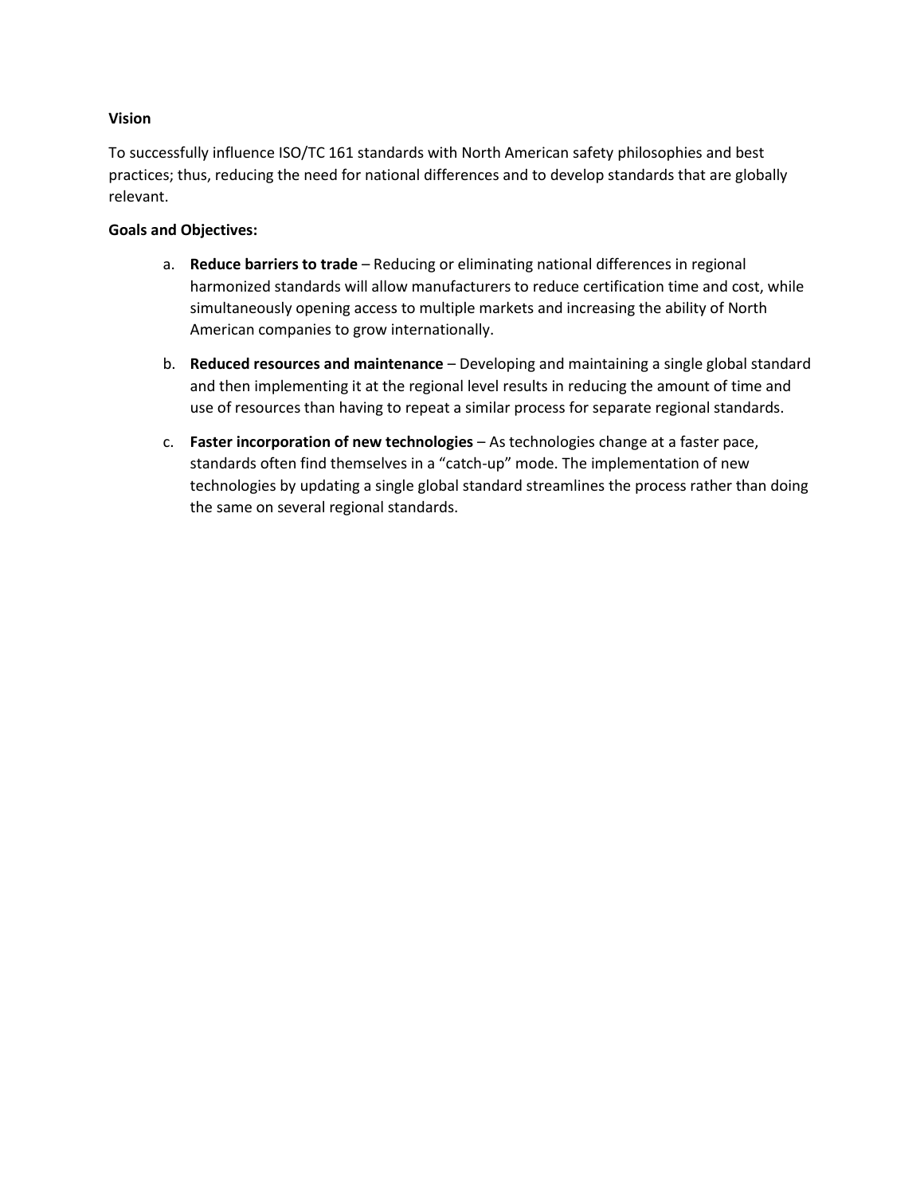**Vision**

To successfully influence ISO/TC 161 standards with North American safety philosophies and best practices; thus, reducing the need for national differences and to develop standards that are globally relevant.

**Goals and Objectives:**

a. **Reduce barriers to trade** – Reducing or eliminating national differences in regional harmonized standards will allow manufacturers to reduce certification time and cost, while simultaneously opening access to multiple markets and increasing the ability of North American companies to grow internationally.

b. **Reduced resources and maintenance** – Developing and maintaining a single global standard and then implementing it at the regional level results in reducing the amount of time and use of resources than having to repeat a similar process for separate regional standards.

c. **Faster incorporation of new technologies** – As technologies change at a faster pace, standards often find themselves in a "catch-up" mode. The implementation of new technologies by updating a single global standard streamlines the process rather than doing the same on several regional standards.